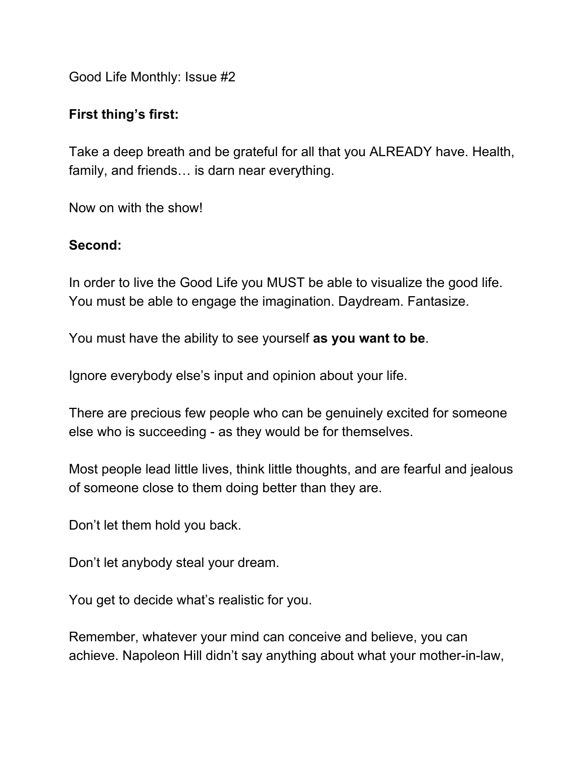Good Life Monthly: Issue #2

**First thing's first:**

Take a deep breath and be grateful for all that you ALREADY have. Health, family, and friends… is darn near everything.

Now on with the show!

**Second:**

In order to live the Good Life you MUST be able to visualize the good life. You must be able to engage the imagination. Daydream. Fantasize.

You must have the ability to see yourself **as you want to be**.

Ignore everybody else's input and opinion about your life.

There are precious few people who can be genuinely excited for someone else who is succeeding - as they would be for themselves.

Most people lead little lives, think little thoughts, and are fearful and jealous of someone close to them doing better than they are.

Don't let them hold you back.

Don't let anybody steal your dream.

You get to decide what's realistic for you.

Remember, whatever your mind can conceive and believe, you can achieve. Napoleon Hill didn't say anything about what your mother-in-law,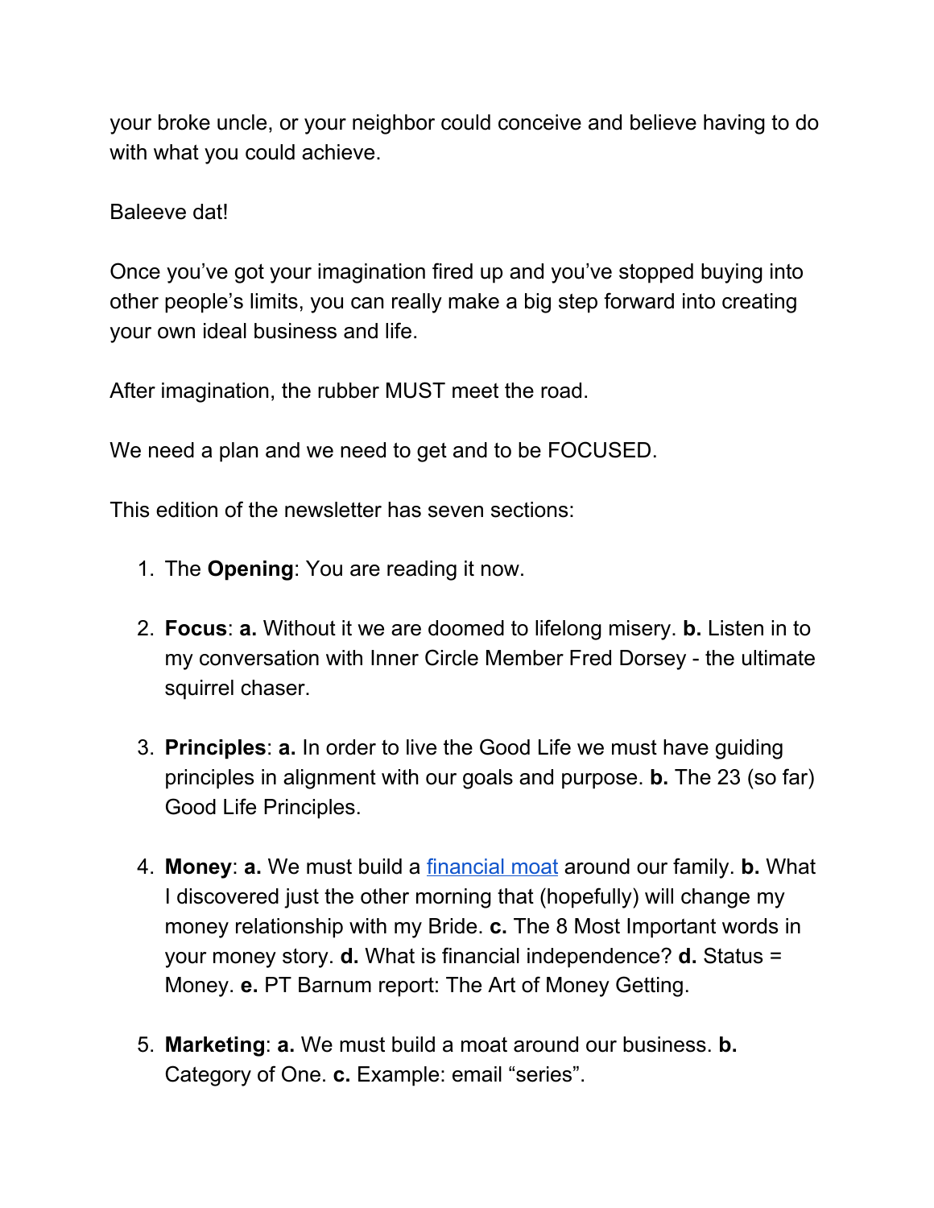your broke uncle, or your neighbor could conceive and believe having to do with what you could achieve.

Baleeve dat!

Once you've got your imagination fired up and you've stopped buying into other people's limits, you can really make a big step forward into creating your own ideal business and life.

After imagination, the rubber MUST meet the road.

We need a plan and we need to get and to be FOCUSED.

This edition of the newsletter has seven sections:

1. The **Opening**: You are reading it now.

2. **Focus**: **a.** Without it we are doomed to lifelong misery. **b.** Listen in to my conversation with Inner Circle Member Fred Dorsey - the ultimate squirrel chaser.

3. **Principles**: **a.** In order to live the Good Life we must have guiding principles in alignment with our goals and purpose. **b.** The 23 (so far) Good Life Principles.

4. **Money**: **a.** We must build a [financial moat]() around our family. **b.** What I discovered just the other morning that (hopefully) will change my money relationship with my Bride. **c.** The 8 Most Important words in your money story. **d.** What is financial independence? **d.** Status = Money. **e.** PT Barnum report: The Art of Money Getting.

5. **Marketing**: **a.** We must build a moat around our business. **b.** Category of One. **c.** Example: email "series".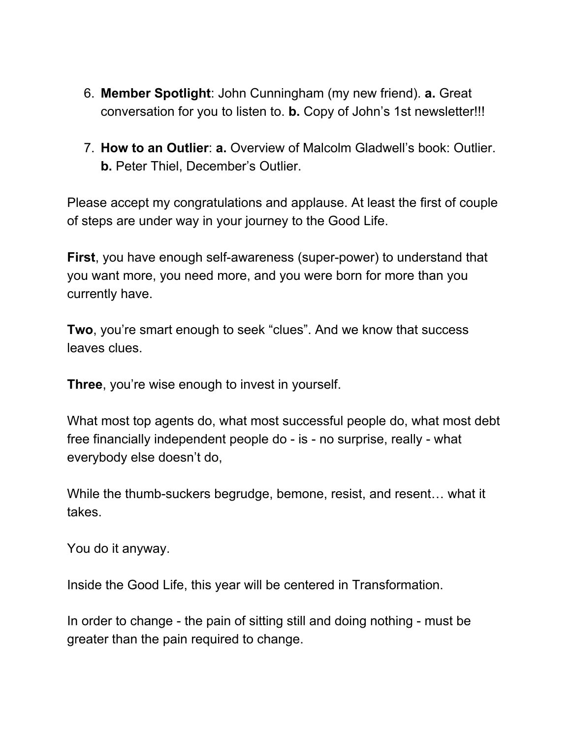6. **Member Spotlight**: John Cunningham (my new friend). **a.** Great conversation for you to listen to. **b.** Copy of John's 1st newsletter!!!

7. **How to an Outlier**: **a.** Overview of Malcolm Gladwell's book: Outlier. **b.** Peter Thiel, December's Outlier.

Please accept my congratulations and applause. At least the first of couple of steps are under way in your journey to the Good Life.

**First**, you have enough self-awareness (super-power) to understand that you want more, you need more, and you were born for more than you currently have.

**Two**, you're smart enough to seek "clues". And we know that success leaves clues.

**Three**, you're wise enough to invest in yourself.

What most top agents do, what most successful people do, what most debt free financially independent people do - is - no surprise, really - what everybody else doesn't do,

While the thumb-suckers begrudge, bemone, resist, and resent… what it takes.

You do it anyway.

Inside the Good Life, this year will be centered in Transformation.

In order to change - the pain of sitting still and doing nothing - must be greater than the pain required to change.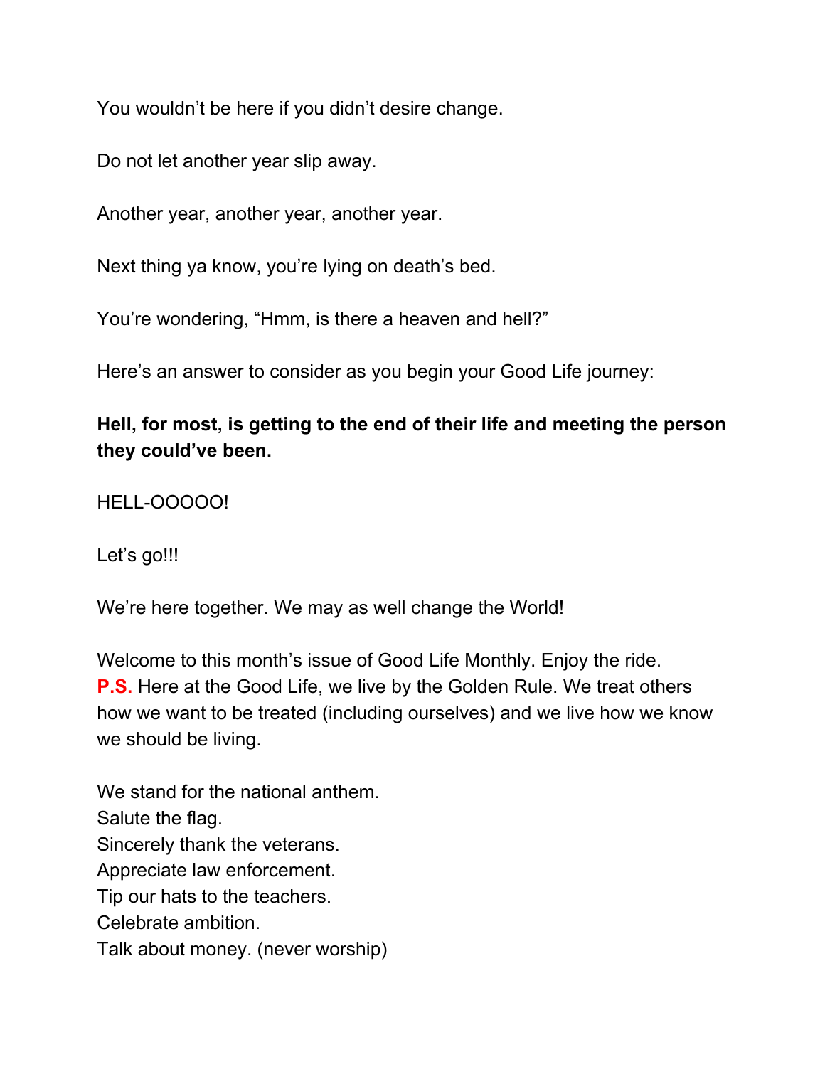You wouldn't be here if you didn't desire change.

Do not let another year slip away.

Another year, another year, another year.

Next thing ya know, you're lying on death's bed.

You're wondering, "Hmm, is there a heaven and hell?"

Here's an answer to consider as you begin your Good Life journey:

**Hell, for most, is getting to the end of their life and meeting the person they could've been.**

HELL-OOOOO!

Let's go!!!

We're here together. We may as well change the World!

Welcome to this month's issue of Good Life Monthly. Enjoy the ride.
**P.S.** Here at the Good Life, we live by the Golden Rule. We treat others how we want to be treated (including ourselves) and we live <u>how we know</u> we should be living.

We stand for the national anthem.
Salute the flag.
Sincerely thank the veterans.
Appreciate law enforcement.
Tip our hats to the teachers.
Celebrate ambition.
Talk about money. (never worship)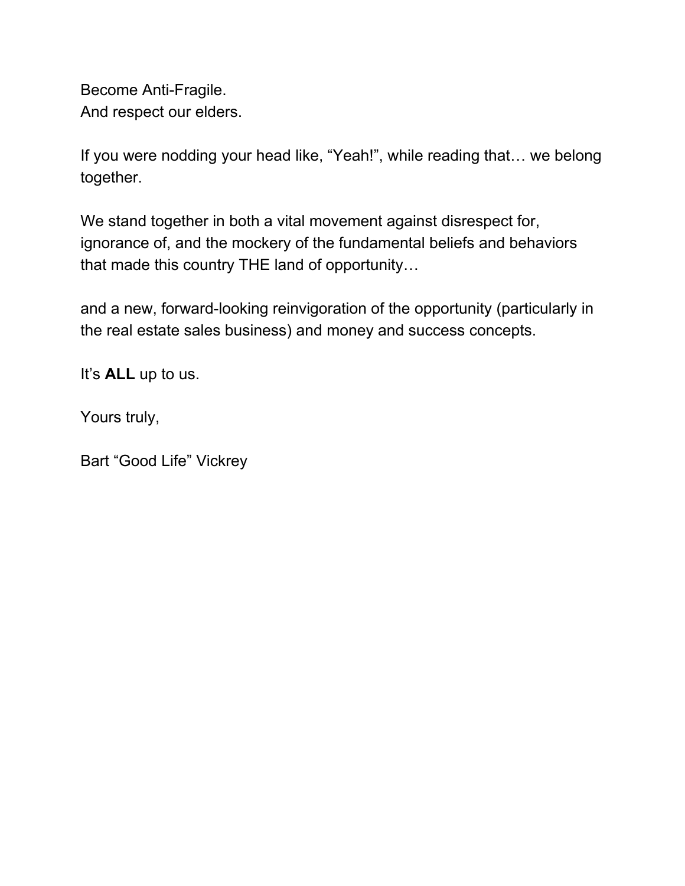Become Anti-Fragile.
And respect our elders.

If you were nodding your head like, “Yeah!”, while reading that… we belong together.

We stand together in both a vital movement against disrespect for, ignorance of, and the mockery of the fundamental beliefs and behaviors that made this country THE land of opportunity…

and a new, forward-looking reinvigoration of the opportunity (particularly in the real estate sales business) and money and success concepts.

It’s **ALL** up to us.

Yours truly,

Bart “Good Life” Vickrey